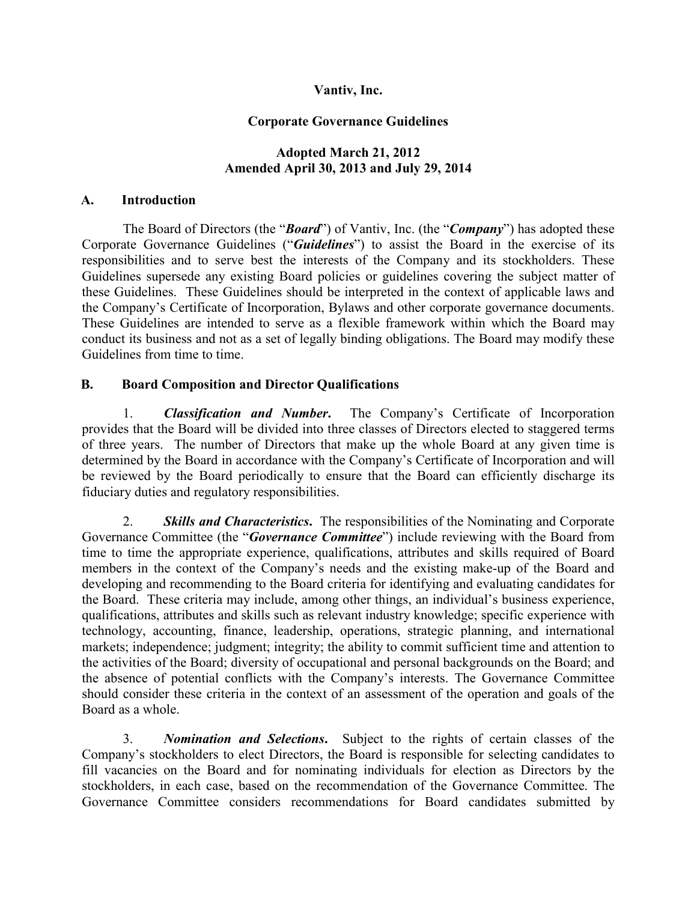# Vantiv, Inc.

## Corporate Governance Guidelines

**Adopted March 21, 2012**
**Amended April 30, 2013 and July 29, 2014**

## A. Introduction

The Board of Directors (the "***Board***") of Vantiv, Inc. (the "***Company***") has adopted these Corporate Governance Guidelines ("***Guidelines***") to assist the Board in the exercise of its responsibilities and to serve best the interests of the Company and its stockholders. These Guidelines supersede any existing Board policies or guidelines covering the subject matter of these Guidelines. These Guidelines should be interpreted in the context of applicable laws and the Company's Certificate of Incorporation, Bylaws and other corporate governance documents. These Guidelines are intended to serve as a flexible framework within which the Board may conduct its business and not as a set of legally binding obligations. The Board may modify these Guidelines from time to time.

## B. Board Composition and Director Qualifications

1. ***Classification and Number***. The Company's Certificate of Incorporation provides that the Board will be divided into three classes of Directors elected to staggered terms of three years. The number of Directors that make up the whole Board at any given time is determined by the Board in accordance with the Company's Certificate of Incorporation and will be reviewed by the Board periodically to ensure that the Board can efficiently discharge its fiduciary duties and regulatory responsibilities.

2. ***Skills and Characteristics***. The responsibilities of the Nominating and Corporate Governance Committee (the "***Governance Committee***") include reviewing with the Board from time to time the appropriate experience, qualifications, attributes and skills required of Board members in the context of the Company's needs and the existing make-up of the Board and developing and recommending to the Board criteria for identifying and evaluating candidates for the Board. These criteria may include, among other things, an individual's business experience, qualifications, attributes and skills such as relevant industry knowledge; specific experience with technology, accounting, finance, leadership, operations, strategic planning, and international markets; independence; judgment; integrity; the ability to commit sufficient time and attention to the activities of the Board; diversity of occupational and personal backgrounds on the Board; and the absence of potential conflicts with the Company's interests. The Governance Committee should consider these criteria in the context of an assessment of the operation and goals of the Board as a whole.

3. ***Nomination and Selections***. Subject to the rights of certain classes of the Company's stockholders to elect Directors, the Board is responsible for selecting candidates to fill vacancies on the Board and for nominating individuals for election as Directors by the stockholders, in each case, based on the recommendation of the Governance Committee. The Governance Committee considers recommendations for Board candidates submitted by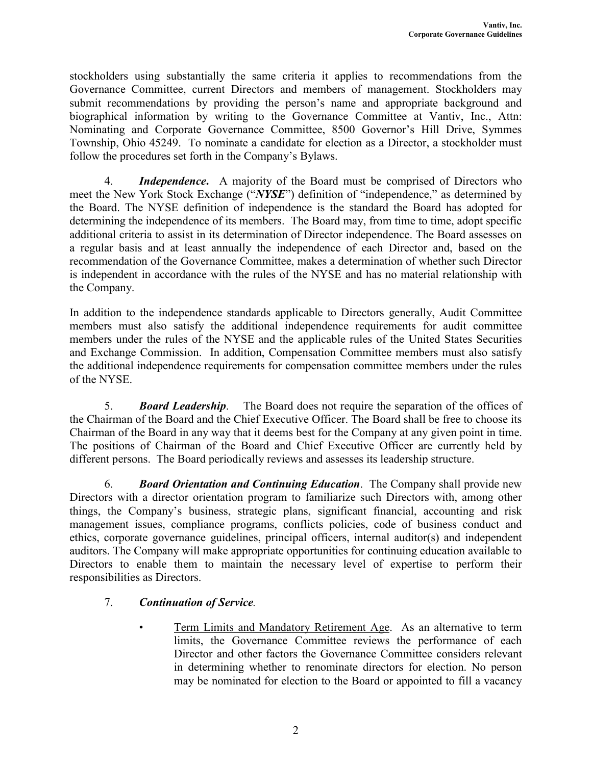stockholders using substantially the same criteria it applies to recommendations from the Governance Committee, current Directors and members of management. Stockholders may submit recommendations by providing the person's name and appropriate background and biographical information by writing to the Governance Committee at Vantiv, Inc., Attn: Nominating and Corporate Governance Committee, 8500 Governor's Hill Drive, Symmes Township, Ohio 45249. To nominate a candidate for election as a Director, a stockholder must follow the procedures set forth in the Company's Bylaws.

4. ***Independence***. A majority of the Board must be comprised of Directors who meet the New York Stock Exchange ("***NYSE***") definition of "independence," as determined by the Board. The NYSE definition of independence is the standard the Board has adopted for determining the independence of its members. The Board may, from time to time, adopt specific additional criteria to assist in its determination of Director independence. The Board assesses on a regular basis and at least annually the independence of each Director and, based on the recommendation of the Governance Committee, makes a determination of whether such Director is independent in accordance with the rules of the NYSE and has no material relationship with the Company.

In addition to the independence standards applicable to Directors generally, Audit Committee members must also satisfy the additional independence requirements for audit committee members under the rules of the NYSE and the applicable rules of the United States Securities and Exchange Commission. In addition, Compensation Committee members must also satisfy the additional independence requirements for compensation committee members under the rules of the NYSE.

5. ***Board Leadership***. The Board does not require the separation of the offices of the Chairman of the Board and the Chief Executive Officer. The Board shall be free to choose its Chairman of the Board in any way that it deems best for the Company at any given point in time. The positions of Chairman of the Board and Chief Executive Officer are currently held by different persons. The Board periodically reviews and assesses its leadership structure.

6. ***Board Orientation and Continuing Education***. The Company shall provide new Directors with a director orientation program to familiarize such Directors with, among other things, the Company's business, strategic plans, significant financial, accounting and risk management issues, compliance programs, conflicts policies, code of business conduct and ethics, corporate governance guidelines, principal officers, internal auditor(s) and independent auditors. The Company will make appropriate opportunities for continuing education available to Directors to enable them to maintain the necessary level of expertise to perform their responsibilities as Directors.

7. ***Continuation of Service***.

- Term Limits and Mandatory Retirement Age. As an alternative to term limits, the Governance Committee reviews the performance of each Director and other factors the Governance Committee considers relevant in determining whether to renominate directors for election. No person may be nominated for election to the Board or appointed to fill a vacancy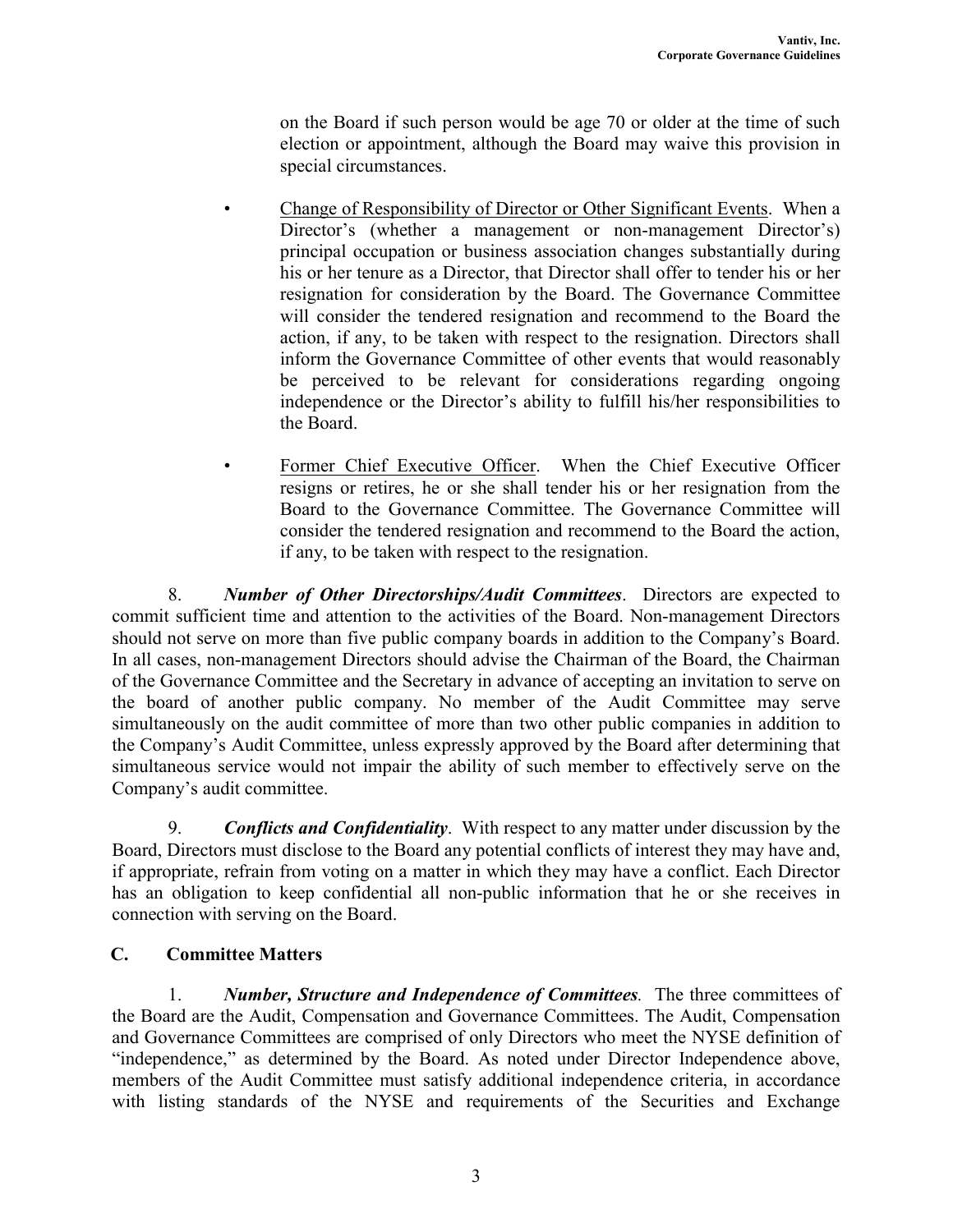on the Board if such person would be age 70 or older at the time of such election or appointment, although the Board may waive this provision in special circumstances.

- Change of Responsibility of Director or Other Significant Events. When a Director's (whether a management or non-management Director's) principal occupation or business association changes substantially during his or her tenure as a Director, that Director shall offer to tender his or her resignation for consideration by the Board. The Governance Committee will consider the tendered resignation and recommend to the Board the action, if any, to be taken with respect to the resignation. Directors shall inform the Governance Committee of other events that would reasonably be perceived to be relevant for considerations regarding ongoing independence or the Director's ability to fulfill his/her responsibilities to the Board.

- Former Chief Executive Officer. When the Chief Executive Officer resigns or retires, he or she shall tender his or her resignation from the Board to the Governance Committee. The Governance Committee will consider the tendered resignation and recommend to the Board the action, if any, to be taken with respect to the resignation.

8. ***Number of Other Directorships/Audit Committees***. Directors are expected to commit sufficient time and attention to the activities of the Board. Non-management Directors should not serve on more than five public company boards in addition to the Company's Board. In all cases, non-management Directors should advise the Chairman of the Board, the Chairman of the Governance Committee and the Secretary in advance of accepting an invitation to serve on the board of another public company. No member of the Audit Committee may serve simultaneously on the audit committee of more than two other public companies in addition to the Company's Audit Committee, unless expressly approved by the Board after determining that simultaneous service would not impair the ability of such member to effectively serve on the Company's audit committee.

9. ***Conflicts and Confidentiality***. With respect to any matter under discussion by the Board, Directors must disclose to the Board any potential conflicts of interest they may have and, if appropriate, refrain from voting on a matter in which they may have a conflict. Each Director has an obligation to keep confidential all non-public information that he or she receives in connection with serving on the Board.

## C. Committee Matters

1. ***Number, Structure and Independence of Committees.*** The three committees of the Board are the Audit, Compensation and Governance Committees. The Audit, Compensation and Governance Committees are comprised of only Directors who meet the NYSE definition of "independence," as determined by the Board. As noted under Director Independence above, members of the Audit Committee must satisfy additional independence criteria, in accordance with listing standards of the NYSE and requirements of the Securities and Exchange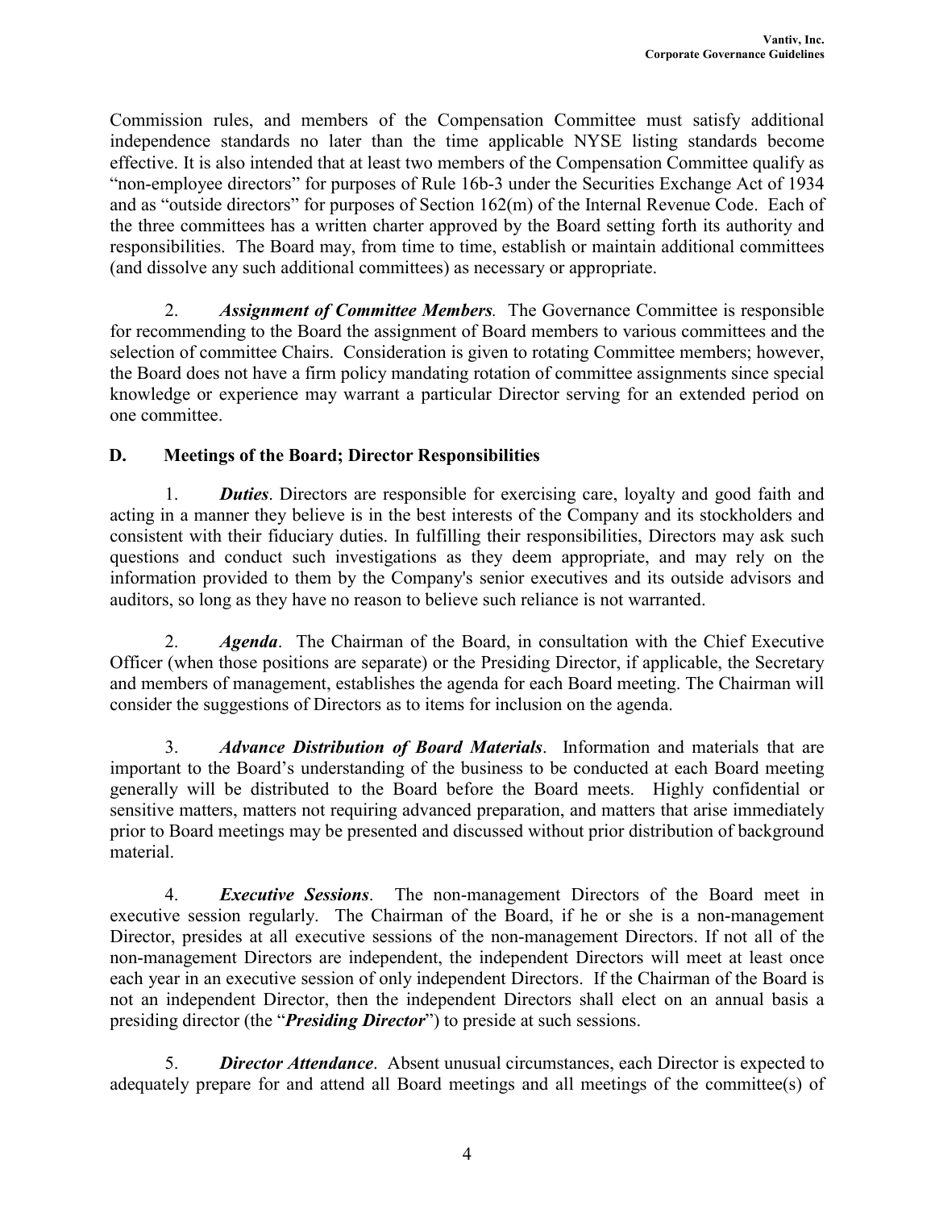Commission rules, and members of the Compensation Committee must satisfy additional independence standards no later than the time applicable NYSE listing standards become effective. It is also intended that at least two members of the Compensation Committee qualify as "non-employee directors" for purposes of Rule 16b-3 under the Securities Exchange Act of 1934 and as "outside directors" for purposes of Section 162(m) of the Internal Revenue Code. Each of the three committees has a written charter approved by the Board setting forth its authority and responsibilities. The Board may, from time to time, establish or maintain additional committees (and dissolve any such additional committees) as necessary or appropriate.

2. ***Assignment of Committee Members.*** The Governance Committee is responsible for recommending to the Board the assignment of Board members to various committees and the selection of committee Chairs. Consideration is given to rotating Committee members; however, the Board does not have a firm policy mandating rotation of committee assignments since special knowledge or experience may warrant a particular Director serving for an extended period on one committee.

## D. Meetings of the Board; Director Responsibilities

1. ***Duties***. Directors are responsible for exercising care, loyalty and good faith and acting in a manner they believe is in the best interests of the Company and its stockholders and consistent with their fiduciary duties. In fulfilling their responsibilities, Directors may ask such questions and conduct such investigations as they deem appropriate, and may rely on the information provided to them by the Company's senior executives and its outside advisors and auditors, so long as they have no reason to believe such reliance is not warranted.

2. ***Agenda***. The Chairman of the Board, in consultation with the Chief Executive Officer (when those positions are separate) or the Presiding Director, if applicable, the Secretary and members of management, establishes the agenda for each Board meeting. The Chairman will consider the suggestions of Directors as to items for inclusion on the agenda.

3. ***Advance Distribution of Board Materials***. Information and materials that are important to the Board's understanding of the business to be conducted at each Board meeting generally will be distributed to the Board before the Board meets. Highly confidential or sensitive matters, matters not requiring advanced preparation, and matters that arise immediately prior to Board meetings may be presented and discussed without prior distribution of background material.

4. ***Executive Sessions***. The non-management Directors of the Board meet in executive session regularly. The Chairman of the Board, if he or she is a non-management Director, presides at all executive sessions of the non-management Directors. If not all of the non-management Directors are independent, the independent Directors will meet at least once each year in an executive session of only independent Directors. If the Chairman of the Board is not an independent Director, then the independent Directors shall elect on an annual basis a presiding director (the "***Presiding Director***") to preside at such sessions.

5. ***Director Attendance***. Absent unusual circumstances, each Director is expected to adequately prepare for and attend all Board meetings and all meetings of the committee(s) of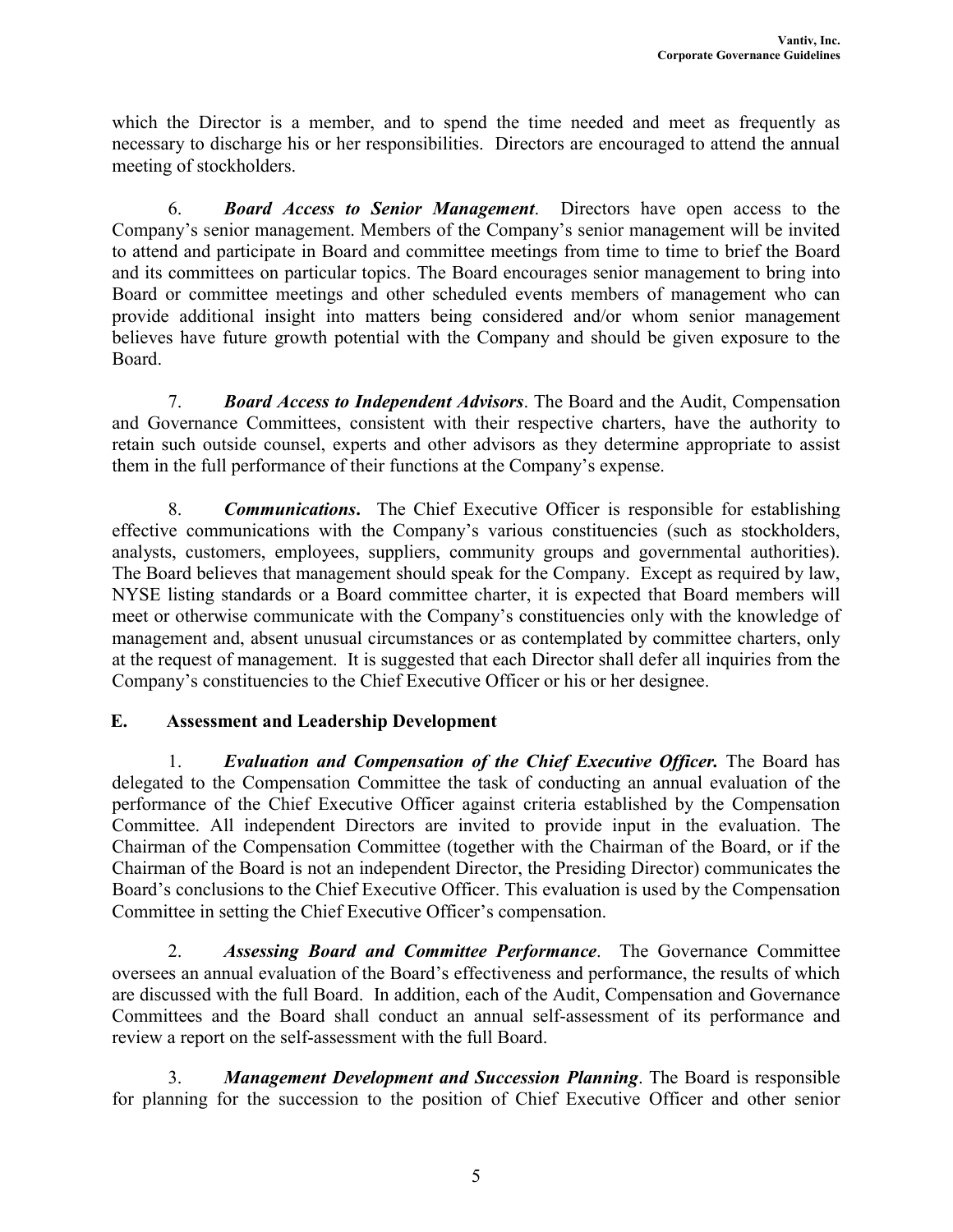which the Director is a member, and to spend the time needed and meet as frequently as necessary to discharge his or her responsibilities. Directors are encouraged to attend the annual meeting of stockholders.

6. ***Board Access to Senior Management***. Directors have open access to the Company's senior management. Members of the Company's senior management will be invited to attend and participate in Board and committee meetings from time to time to brief the Board and its committees on particular topics. The Board encourages senior management to bring into Board or committee meetings and other scheduled events members of management who can provide additional insight into matters being considered and/or whom senior management believes have future growth potential with the Company and should be given exposure to the Board.

7. ***Board Access to Independent Advisors***. The Board and the Audit, Compensation and Governance Committees, consistent with their respective charters, have the authority to retain such outside counsel, experts and other advisors as they determine appropriate to assist them in the full performance of their functions at the Company's expense.

8. ***Communications***. The Chief Executive Officer is responsible for establishing effective communications with the Company's various constituencies (such as stockholders, analysts, customers, employees, suppliers, community groups and governmental authorities). The Board believes that management should speak for the Company. Except as required by law, NYSE listing standards or a Board committee charter, it is expected that Board members will meet or otherwise communicate with the Company's constituencies only with the knowledge of management and, absent unusual circumstances or as contemplated by committee charters, only at the request of management. It is suggested that each Director shall defer all inquiries from the Company's constituencies to the Chief Executive Officer or his or her designee.

## E. Assessment and Leadership Development

1. ***Evaluation and Compensation of the Chief Executive Officer.*** The Board has delegated to the Compensation Committee the task of conducting an annual evaluation of the performance of the Chief Executive Officer against criteria established by the Compensation Committee. All independent Directors are invited to provide input in the evaluation. The Chairman of the Compensation Committee (together with the Chairman of the Board, or if the Chairman of the Board is not an independent Director, the Presiding Director) communicates the Board's conclusions to the Chief Executive Officer. This evaluation is used by the Compensation Committee in setting the Chief Executive Officer's compensation.

2. ***Assessing Board and Committee Performance***. The Governance Committee oversees an annual evaluation of the Board's effectiveness and performance, the results of which are discussed with the full Board. In addition, each of the Audit, Compensation and Governance Committees and the Board shall conduct an annual self-assessment of its performance and review a report on the self-assessment with the full Board.

3. ***Management Development and Succession Planning***. The Board is responsible for planning for the succession to the position of Chief Executive Officer and other senior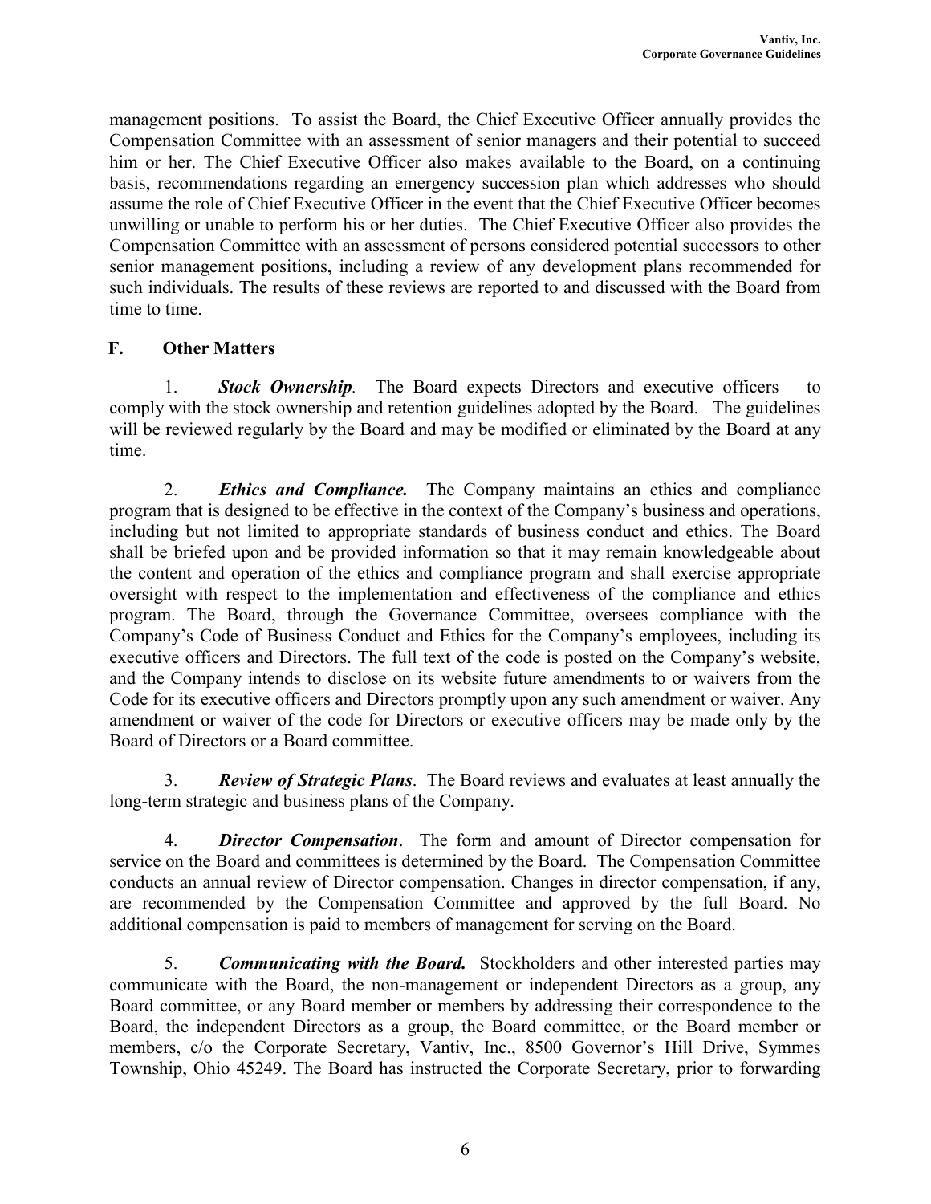management positions. To assist the Board, the Chief Executive Officer annually provides the Compensation Committee with an assessment of senior managers and their potential to succeed him or her. The Chief Executive Officer also makes available to the Board, on a continuing basis, recommendations regarding an emergency succession plan which addresses who should assume the role of Chief Executive Officer in the event that the Chief Executive Officer becomes unwilling or unable to perform his or her duties. The Chief Executive Officer also provides the Compensation Committee with an assessment of persons considered potential successors to other senior management positions, including a review of any development plans recommended for such individuals. The results of these reviews are reported to and discussed with the Board from time to time.

## F. Other Matters

1. ***Stock Ownership.*** The Board expects Directors and executive officers to comply with the stock ownership and retention guidelines adopted by the Board. The guidelines will be reviewed regularly by the Board and may be modified or eliminated by the Board at any time.

2. ***Ethics and Compliance.*** The Company maintains an ethics and compliance program that is designed to be effective in the context of the Company's business and operations, including but not limited to appropriate standards of business conduct and ethics. The Board shall be briefed upon and be provided information so that it may remain knowledgeable about the content and operation of the ethics and compliance program and shall exercise appropriate oversight with respect to the implementation and effectiveness of the compliance and ethics program. The Board, through the Governance Committee, oversees compliance with the Company's Code of Business Conduct and Ethics for the Company's employees, including its executive officers and Directors. The full text of the code is posted on the Company's website, and the Company intends to disclose on its website future amendments to or waivers from the Code for its executive officers and Directors promptly upon any such amendment or waiver. Any amendment or waiver of the code for Directors or executive officers may be made only by the Board of Directors or a Board committee.

3. ***Review of Strategic Plans***. The Board reviews and evaluates at least annually the long-term strategic and business plans of the Company.

4. ***Director Compensation***. The form and amount of Director compensation for service on the Board and committees is determined by the Board. The Compensation Committee conducts an annual review of Director compensation. Changes in director compensation, if any, are recommended by the Compensation Committee and approved by the full Board. No additional compensation is paid to members of management for serving on the Board.

5. ***Communicating with the Board.*** Stockholders and other interested parties may communicate with the Board, the non-management or independent Directors as a group, any Board committee, or any Board member or members by addressing their correspondence to the Board, the independent Directors as a group, the Board committee, or the Board member or members, c/o the Corporate Secretary, Vantiv, Inc., 8500 Governor's Hill Drive, Symmes Township, Ohio 45249. The Board has instructed the Corporate Secretary, prior to forwarding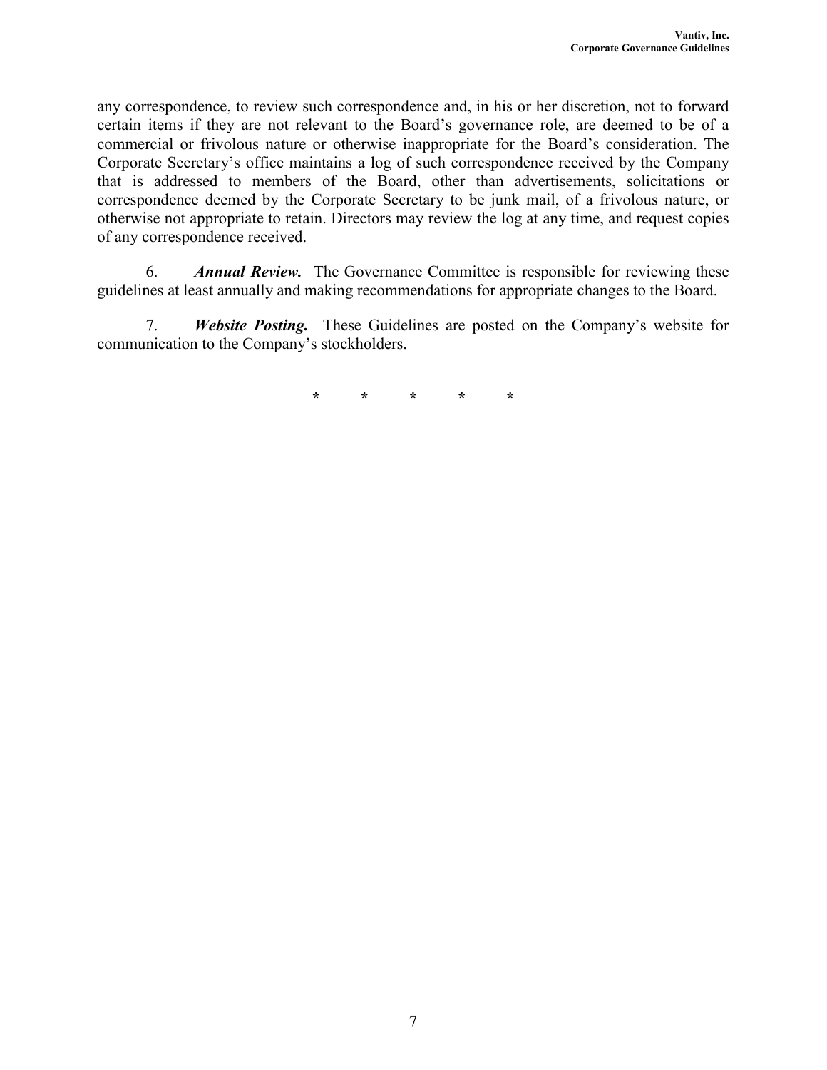any correspondence, to review such correspondence and, in his or her discretion, not to forward certain items if they are not relevant to the Board's governance role, are deemed to be of a commercial or frivolous nature or otherwise inappropriate for the Board's consideration. The Corporate Secretary's office maintains a log of such correspondence received by the Company that is addressed to members of the Board, other than advertisements, solicitations or correspondence deemed by the Corporate Secretary to be junk mail, of a frivolous nature, or otherwise not appropriate to retain. Directors may review the log at any time, and request copies of any correspondence received.

6. ***Annual Review.*** The Governance Committee is responsible for reviewing these guidelines at least annually and making recommendations for appropriate changes to the Board.

7. ***Website Posting.*** These Guidelines are posted on the Company's website for communication to the Company's stockholders.

\* \* \* \* \*